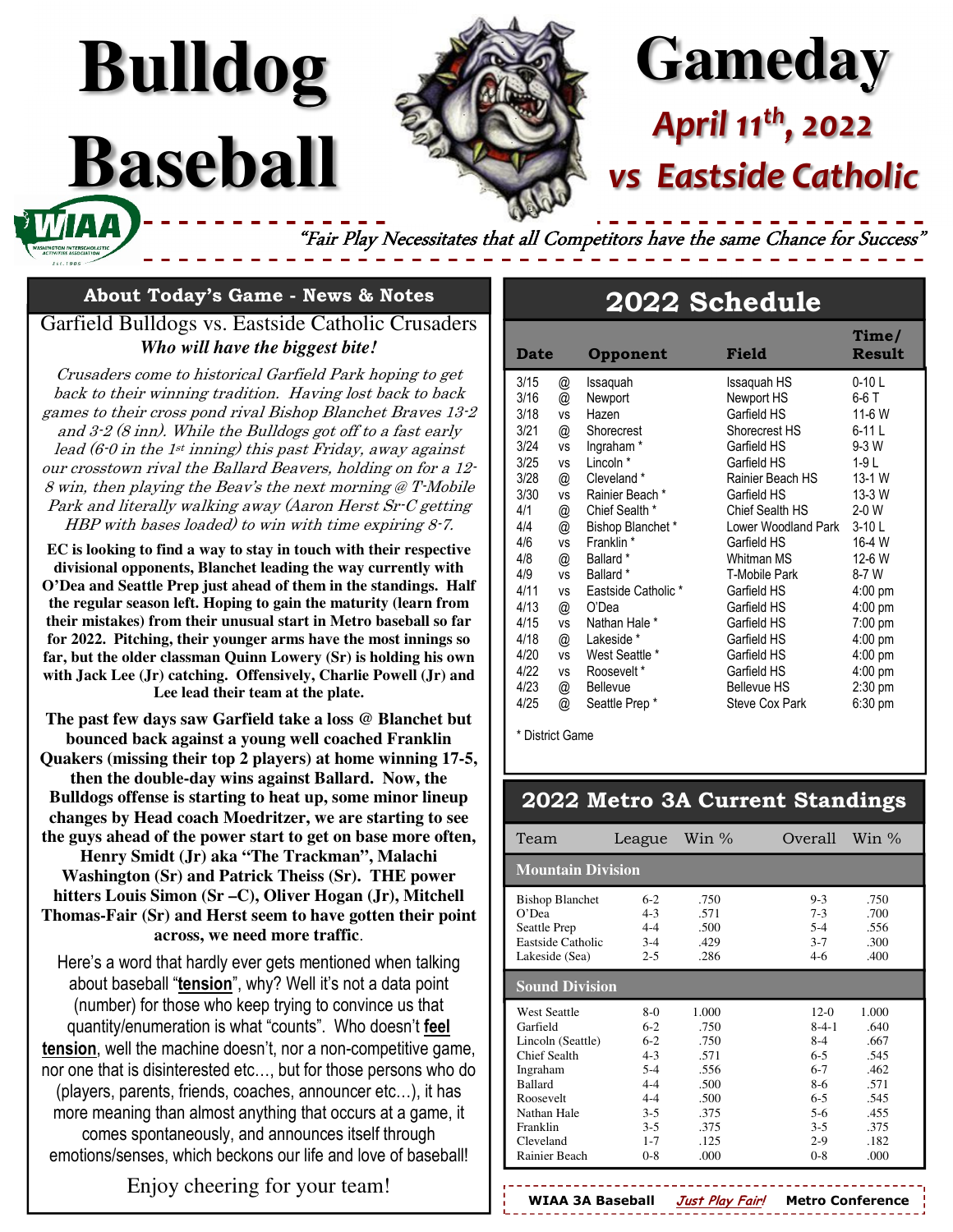# Bulldog Baseball

# Gameday

## *April 11th, 2022*

## *vs Eastside Catholic*

*"Fair Play Necessitates that all Competitors have the same Chance for Success"*

## About Today's Game - News & Notes

### Garfield Bulldogs vs. Eastside Catholic Crusaders

***Who will have the biggest bite!***

*Crusaders come to historical Garfield Park hoping to get back to their winning tradition. Having lost back to back games to their cross pond rival Bishop Blanchet Braves 13-2 and 3-2 (8 inn). While the Bulldogs got off to a fast early lead (6-0 in the 1st inning) this past Friday, away against our crosstown rival the Ballard Beavers, holding on for a 12-8 win, then playing the Beav's the next morning @ T-Mobile Park and literally walking away (Aaron Herst Sr-C getting HBP with bases loaded) to win with time expiring 8-7.*

**EC is looking to find a way to stay in touch with their respective divisional opponents, Blanchet leading the way currently with O'Dea and Seattle Prep just ahead of them in the standings. Half the regular season left. Hoping to gain the maturity (learn from their mistakes) from their unusual start in Metro baseball so far for 2022. Pitching, their younger arms have the most innings so far, but the older classman Quinn Lowery (Sr) is holding his own with Jack Lee (Jr) catching. Offensively, Charlie Powell (Jr) and Lee lead their team at the plate.**

**The past few days saw Garfield take a loss @ Blanchet but bounced back against a young well coached Franklin Quakers (missing their top 2 players) at home winning 17-5, then the double-day wins against Ballard. Now, the Bulldogs offense is starting to heat up, some minor lineup changes by Head coach Moedritzer, we are starting to see the guys ahead of the power start to get on base more often, Henry Smidt (Jr) aka "The Trackman", Malachi Washington (Sr) and Patrick Theiss (Sr). THE power hitters Louis Simon (Sr –C), Oliver Hogan (Jr), Mitchell Thomas-Fair (Sr) and Herst seem to have gotten their point across, we need more traffic**.

Here's a word that hardly ever gets mentioned when talking about baseball "**tension**", why? Well it's not a data point (number) for those who keep trying to convince us that quantity/enumeration is what "counts". Who doesn't **feel tension**, well the machine doesn't, nor a non-competitive game, nor one that is disinterested etc…, but for those persons who do (players, parents, friends, coaches, announcer etc…), it has more meaning than almost anything that occurs at a game, it comes spontaneously, and announces itself through emotions/senses, which beckons our life and love of baseball!

Enjoy cheering for your team!

## 2022 Schedule

| Date | | Opponent | Field | Time/ Result |
|---|---|---|---|---|
| 3/15 | @ | Issaquah | Issaquah HS | 0-10 L |
| 3/16 | @ | Newport | Newport HS | 6-6 T |
| 3/18 | vs | Hazen | Garfield HS | 11-6 W |
| 3/21 | @ | Shorecrest | Shorecrest HS | 6-11 L |
| 3/24 | vs | Ingraham * | Garfield HS | 9-3 W |
| 3/25 | vs | Lincoln * | Garfield HS | 1-9 L |
| 3/28 | @ | Cleveland * | Rainier Beach HS | 13-1 W |
| 3/30 | vs | Rainier Beach * | Garfield HS | 13-3 W |
| 4/1 | @ | Chief Sealth * | Chief Sealth HS | 2-0 W |
| 4/4 | @ | Bishop Blanchet * | Lower Woodland Park | 3-10 L |
| 4/6 | vs | Franklin * | Garfield HS | 16-4 W |
| 4/8 | @ | Ballard * | Whitman MS | 12-6 W |
| 4/9 | vs | Ballard * | T-Mobile Park | 8-7 W |
| 4/11 | vs | Eastside Catholic * | Garfield HS | 4:00 pm |
| 4/13 | @ | O'Dea | Garfield HS | 4:00 pm |
| 4/15 | vs | Nathan Hale * | Garfield HS | 7:00 pm |
| 4/18 | @ | Lakeside * | Garfield HS | 4:00 pm |
| 4/20 | vs | West Seattle * | Garfield HS | 4:00 pm |
| 4/22 | vs | Roosevelt * | Garfield HS | 4:00 pm |
| 4/23 | @ | Bellevue | Bellevue HS | 2:30 pm |
| 4/25 | @ | Seattle Prep * | Steve Cox Park | 6:30 pm |

\* District Game

## 2022 Metro 3A Current Standings

| Team | League | Win % | Overall | Win % |
|---|---|---|---|---|
| **Mountain Division** | | | | |
| Bishop Blanchet | 6-2 | .750 | 9-3 | .750 |
| O'Dea | 4-3 | .571 | 7-3 | .700 |
| Seattle Prep | 4-4 | .500 | 5-4 | .556 |
| Eastside Catholic | 3-4 | .429 | 3-7 | .300 |
| Lakeside (Sea) | 2-5 | .286 | 4-6 | .400 |
| **Sound Division** | | | | |
| West Seattle | 8-0 | 1.000 | 12-0 | 1.000 |
| Garfield | 6-2 | .750 | 8-4-1 | .640 |
| Lincoln (Seattle) | 6-2 | .750 | 8-4 | .667 |
| Chief Sealth | 4-3 | .571 | 6-5 | .545 |
| Ingraham | 5-4 | .556 | 6-7 | .462 |
| Ballard | 4-4 | .500 | 8-6 | .571 |
| Roosevelt | 4-4 | .500 | 6-5 | .545 |
| Nathan Hale | 3-5 | .375 | 5-6 | .455 |
| Franklin | 3-5 | .375 | 3-5 | .375 |
| Cleveland | 1-7 | .125 | 2-9 | .182 |
| Rainier Beach | 0-8 | .000 | 0-8 | .000 |

**WIAA 3A Baseball** *Just Play Fair!* **Metro Conference**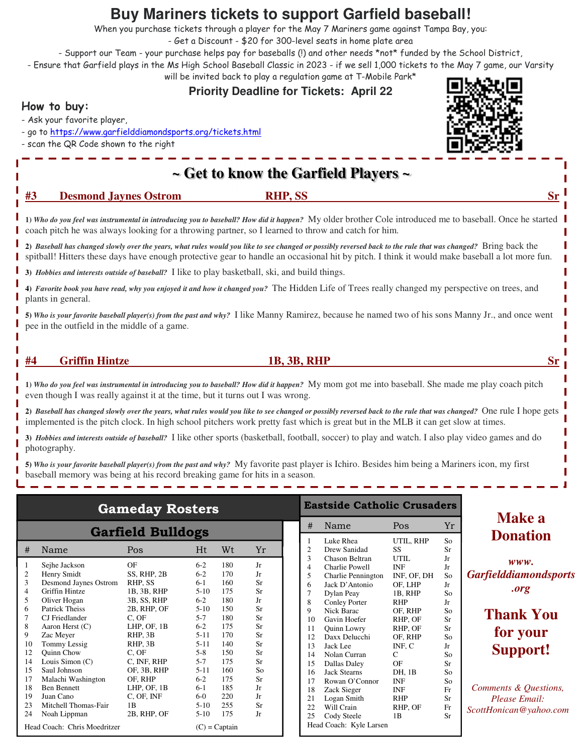# Buy Mariners tickets to support Garfield baseball!

When you purchase tickets through a player for the May 7 Mariners game against Tampa Bay, you:

- Get a Discount - $20 for 300-level seats in home plate area
- Support our Team - your purchase helps pay for baseballs (!) and other needs *not* funded by the School District,
- Ensure that Garfield plays in the Ms High School Baseball Classic in 2023 - if we sell 1,000 tickets to the May 7 game, our Varsity will be invited back to play a regulation game at T-Mobile Park*

**Priority Deadline for Tickets: April 22**

## How to buy:

- Ask your favorite player,
- go to https://www.garfielddiamondsports.org/tickets.html
- scan the QR Code shown to the right

## ~ Get to know the Garfield Players ~

### #3 Desmond Jaynes Ostrom — RHP, SS — Sr

1) ***Who do you feel was instrumental in introducing you to baseball? How did it happen?*** My older brother Cole introduced me to baseball. Once he started coach pitch he was always looking for a throwing partner, so I learned to throw and catch for him.

2) ***Baseball has changed slowly over the years, what rules would you like to see changed or possibly reversed back to the rule that was changed?*** Bring back the spitball! Hitters these days have enough protective gear to handle an occasional hit by pitch. I think it would make baseball a lot more fun.

3) ***Hobbies and interests outside of baseball?*** I like to play basketball, ski, and build things.

4) ***Favorite book you have read, why you enjoyed it and how it changed you?*** The Hidden Life of Trees really changed my perspective on trees, and plants in general.

5) ***Who is your favorite baseball player(s) from the past and why?*** I like Manny Ramirez, because he named two of his sons Manny Jr., and once went pee in the outfield in the middle of a game.

### #4 Griffin Hintze — 1B, 3B, RHP — Sr

1) ***Who do you feel was instrumental in introducing you to baseball? How did it happen?*** My mom got me into baseball. She made me play coach pitch even though I was really against it at the time, but it turns out I was wrong.

2) ***Baseball has changed slowly over the years, what rules would you like to see changed or possibly reversed back to the rule that was changed?*** One rule I hope gets implemented is the pitch clock. In high school pitchers work pretty fast which is great but in the MLB it can get slow at times.

3) ***Hobbies and interests outside of baseball?*** I like other sports (basketball, football, soccer) to play and watch. I also play video games and do photography.

5) ***Who is your favorite baseball player(s) from the past and why?*** My favorite past player is Ichiro. Besides him being a Mariners icon, my first baseball memory was being at his record breaking game for hits in a season.

## Gameday Rosters

### Garfield Bulldogs

| # | Name | Pos | Ht | Wt | Yr |
|---|---|---|---|---|---|
| 1 | Sejhe Jackson | OF | 6-2 | 180 | Jr |
| 2 | Henry Smidt | SS, RHP, 2B | 6-2 | 170 | Jr |
| 3 | Desmond Jaynes Ostrom | RHP, SS | 6-1 | 160 | Sr |
| 4 | Griffin Hintze | 1B, 3B, RHP | 5-10 | 175 | Sr |
| 5 | Oliver Hogan | 3B, SS, RHP | 6-2 | 180 | Jr |
| 6 | Patrick Theiss | 2B, RHP, OF | 5-10 | 150 | Sr |
| 7 | CJ Friedlander | C, OF | 5-7 | 180 | Sr |
| 8 | Aaron Herst (C) | LHP, OF, 1B | 6-2 | 175 | Sr |
| 9 | Zac Meyer | RHP, 3B | 5-11 | 170 | Sr |
| 10 | Tommy Lessig | RHP, 3B | 5-11 | 140 | Sr |
| 12 | Quinn Chow | C, OF | 5-8 | 150 | Sr |
| 14 | Louis Simon (C) | C, INF, RHP | 5-7 | 175 | Sr |
| 15 | Saul Johnson | OF, 3B, RHP | 5-11 | 160 | So |
| 17 | Malachi Washington | OF, RHP | 6-2 | 175 | Sr |
| 18 | Ben Bennett | LHP, OF, 1B | 6-1 | 185 | Jr |
| 19 | Juan Cano | C, OF, INF | 6-0 | 220 | Jr |
| 23 | Mitchell Thomas-Fair | 1B | 5-10 | 255 | Sr |
| 24 | Noah Lippman | 2B, RHP, OF | 5-10 | 175 | Jr |

Head Coach: Chris Moedritzer — (C) = Captain

### Eastside Catholic Crusaders

| # | Name | Pos | Yr |
|---|---|---|---|
| 1 | Luke Rhea | UTIL, RHP | So |
| 2 | Drew Sanidad | SS | Sr |
| 3 | Chason Beltran | UTIL | Jr |
| 4 | Charlie Powell | INF | Jr |
| 5 | Charlie Pennington | INF, OF, DH | So |
| 6 | Jack D'Antonio | OF, LHP | Jr |
| 7 | Dylan Peay | 1B, RHP | So |
| 8 | Conley Porter | RHP | Jr |
| 9 | Nick Barac | OF, RHP | So |
| 10 | Gavin Hoefer | RHP, OF | Sr |
| 11 | Quinn Lowry | RHP, OF | Sr |
| 12 | Daxx Delucchi | OF, RHP | So |
| 13 | Jack Lee | INF, C | Jr |
| 14 | Nolan Curran | C | So |
| 15 | Dallas Daley | OF | Sr |
| 16 | Jack Stearns | DH, 1B | So |
| 17 | Rowan O'Connor | INF | So |
| 18 | Zack Sieger | INF | Fr |
| 21 | Logan Smith | RHP | Sr |
| 22 | Will Crain | RHP, OF | Fr |
| 25 | Cody Steele | 1B | Sr |

Head Coach: Kyle Larsen

## Make a Donation

***www.Garfielddiamondsports.org***

## Thank You for your Support!

*Comments & Questions, Please Email: ScottHonican@yahoo.com*